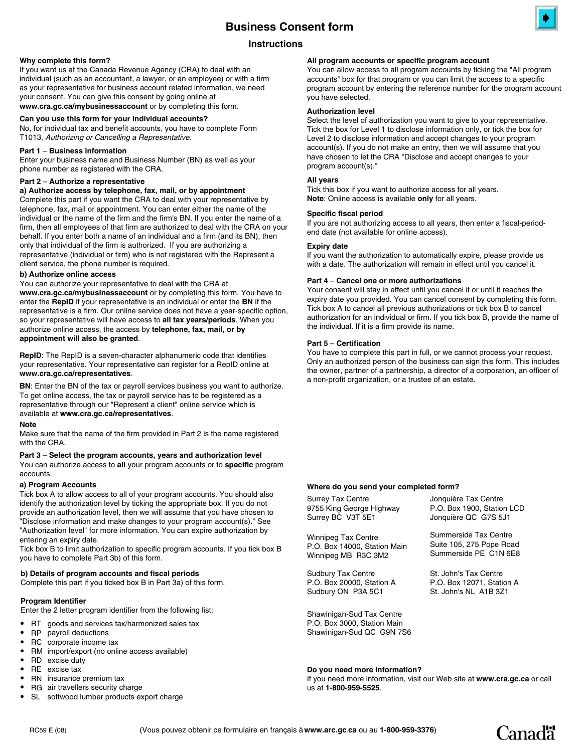# Business Consent form

## Instructions

**Why complete this form?**
If you want us at the Canada Revenue Agency (CRA) to deal with an individual (such as an accountant, a lawyer, or an employee) or with a firm as your representative for business account related information, we need your consent. You can give this consent by going online at **www.cra.gc.ca/mybusinessaccount** or by completing this form.

**Can you use this form for your individual accounts?**
No, for individual tax and benefit accounts, you have to complete Form T1013, *Authorizing or Cancelling a Representative.*

**Part 1** – **Business information**
Enter your business name and Business Number (BN) as well as your phone number as registered with the CRA.

**Part 2** – **Authorize a representative**

**a) Authorize access by telephone, fax, mail, or by appointment**
Complete this part if you want the CRA to deal with your representative by telephone, fax, mail or appointment. You can enter either the name of the individual or the name of the firm and the firm's BN. If you enter the name of a firm, then all employees of that firm are authorized to deal with the CRA on your behalf. If you enter both a name of an individual and a firm (and its BN), then only that individual of the firm is authorized. If you are authorizing a representative (individual or firm) who is not registered with the Represent a client service, the phone number is required.

**b) Authorize online access**
You can authorize your representative to deal with the CRA at **www.cra.gc.ca/mybusinessaccount** or by completing this form. You have to enter the **RepID** if your representative is an individual or enter the **BN** if the representative is a firm. Our online service does not have a year-specific option, so your representative will have access to **all tax years/periods**. When you authorize online access, the access by **telephone, fax, mail, or by appointment will also be granted**.

**RepID**: The RepID is a seven-character alphanumeric code that identifies your representative. Your representative can register for a RepID online at **www.cra.gc.ca/representatives**.

**BN**: Enter the BN of the tax or payroll services business you want to authorize. To get online access, the tax or payroll service has to be registered as a representative through our "Represent a client" online service which is available at **www.cra.gc.ca/representatives**.

**Note**
Make sure that the name of the firm provided in Part 2 is the name registered with the CRA.

**Part 3** – **Select the program accounts, years and authorization level**
You can authorize access to **all** your program accounts or to **specific** program accounts.

**a) Program Accounts**
Tick box A to allow access to all of your program accounts. You should also identify the authorization level by ticking the appropriate box. If you do not provide an authorization level, then we will assume that you have chosen to "Disclose information and make changes to your program account(s)." See "Authorization level" for more information. You can expire authorization by entering an expiry date.
Tick box B to limit authorization to specific program accounts. If you tick box B you have to complete Part 3b) of this form.

**b) Details of program accounts and fiscal periods**
Complete this part if you ticked box B in Part 3a) of this form.

**Program Identifier**
Enter the 2 letter program identifier from the following list:

- RT goods and services tax/harmonized sales tax
- RP payroll deductions
- RC corporate income tax
- RM import/export (no online access available)
- RD excise duty
- RE excise tax
- RN insurance premium tax
- RG air travellers security charge
- SL softwood lumber products export charge

**All program accounts or specific program account**
You can allow access to all program accounts by ticking the "All program accounts" box for that program or you can limit the access to a specific program account by entering the reference number for the program account you have selected.

**Authorization level**
Select the level of authorization you want to give to your representative. Tick the box for Level 1 to disclose information only, or tick the box for Level 2 to disclose information and accept changes to your program account(s). If you do not make an entry, then we will assume that you have chosen to let the CRA "Disclose and accept changes to your program account(s)."

**All years**
Tick this box if you want to authorize access for all years.
**Note**: Online access is available **only** for all years.

**Specific fiscal period**
If you are not authorizing access to all years, then enter a fiscal-period-end date (not available for online access).

**Expiry date**
If you want the authorization to automatically expire, please provide us with a date. The authorization will remain in effect until you cancel it.

**Part 4** – **Cancel one or more authorizations**
Your consent will stay in effect until you cancel it or until it reaches the expiry date you provided. You can cancel consent by completing this form. Tick box A to cancel all previous authorizations or tick box B to cancel authorization for an individual or firm. If you tick box B, provide the name of the individual. If it is a firm provide its name.

**Part 5** – **Certification**
You have to complete this part in full, or we cannot process your request. Only an authorized person of the business can sign this form. This includes the owner, partner of a partnership, a director of a corporation, an officer of a non-profit organization, or a trustee of an estate.

**Where do you send your completed form?**

Surrey Tax Centre
9755 King George Highway
Surrey BC V3T 5E1

Winnipeg Tax Centre
P.O. Box 14000, Station Main
Winnipeg MB R3C 3M2

Sudbury Tax Centre
P.O. Box 20000, Station A
Sudbury ON P3A 5C1

Shawinigan-Sud Tax Centre
P.O. Box 3000, Station Main
Shawinigan-Sud QC G9N 7S6

Jonquière Tax Centre
P.O. Box 1900, Station LCD
Jonquière QC G7S 5J1

Summerside Tax Centre
Suite 105, 275 Pope Road
Summerside PE C1N 6E8

St. John's Tax Centre
P.O. Box 12071, Station A
St. John's NL A1B 3Z1

**Do you need more information?**
If you need more information, visit our Web site at **www.cra.gc.ca** or call us at **1-800-959-5525**.

RC59 E (08)

(Vous pouvez obtenir ce formulaire en français à **www.arc.gc.ca** ou au **1-800-959-3376**)

Canada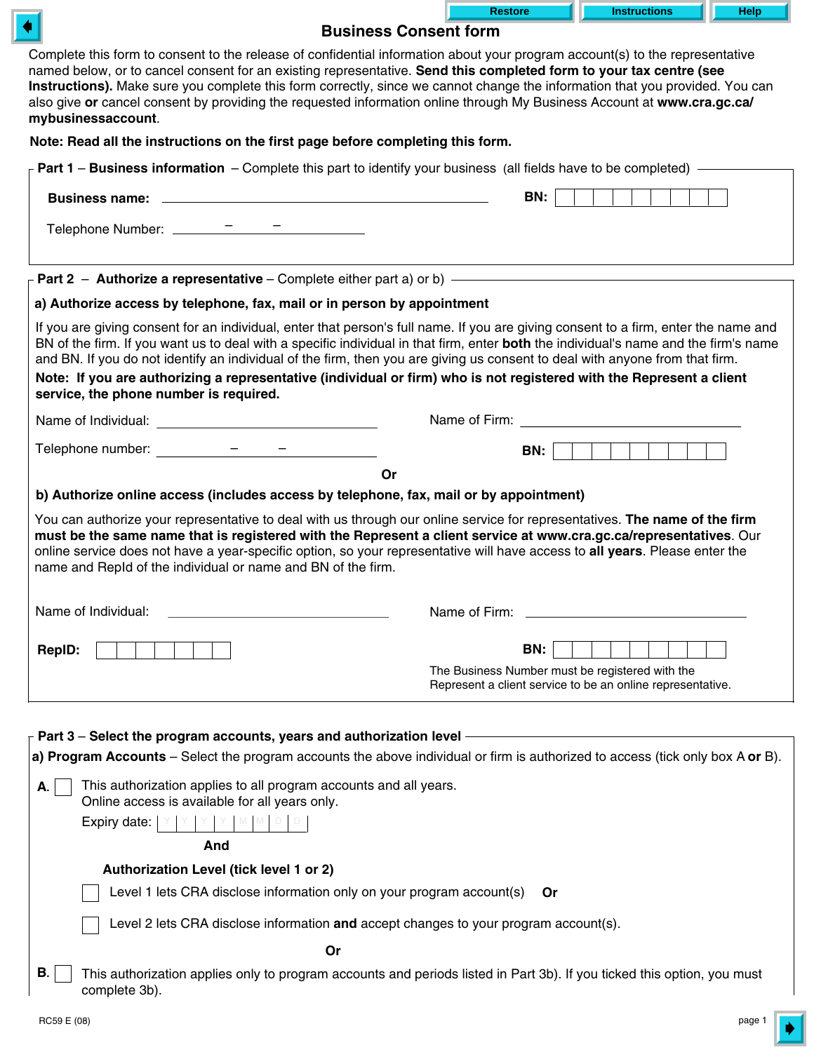# Business Consent form

Complete this form to consent to the release of confidential information about your program account(s) to the representative named below, or to cancel consent for an existing representative. **Send this completed form to your tax centre (see Instructions).** Make sure you complete this form correctly, since we cannot change the information that you provided. You can also give **or** cancel consent by providing the requested information online through My Business Account at **www.cra.gc.ca/mybusinessaccount**.

**Note: Read all the instructions on the first page before completing this form.**

## Part 1 – Business information – Complete this part to identify your business (all fields have to be completed)

**Business name:** ______________________ **BN:** ☐☐☐☐☐☐☐☐☐

Telephone Number: ______ – ______ – ______

## Part 2 – Authorize a representative – Complete either part a) or b)

### a) Authorize access by telephone, fax, mail or in person by appointment

If you are giving consent for an individual, enter that person's full name. If you are giving consent to a firm, enter the name and BN of the firm. If you want us to deal with a specific individual in that firm, enter **both** the individual's name and the firm's name and BN. If you do not identify an individual of the firm, then you are giving us consent to deal with anyone from that firm.

**Note: If you are authorizing a representative (individual or firm) who is not registered with the Represent a client service, the phone number is required.**

Name of Individual: ______________________ Name of Firm: ______________________

Telephone number: ______ – ______ – ______ **BN:** ☐☐☐☐☐☐☐☐☐

**Or**

### b) Authorize online access (includes access by telephone, fax, mail or by appointment)

You can authorize your representative to deal with us through our online service for representatives. **The name of the firm must be the same name that is registered with the Represent a client service at www.cra.gc.ca/representatives**. Our online service does not have a year-specific option, so your representative will have access to **all years**. Please enter the name and RepId of the individual or name and BN of the firm.

Name of Individual: ______________________ Name of Firm: ______________________

**RepID:** ☐☐☐☐☐☐☐ **BN:** ☐☐☐☐☐☐☐☐☐

The Business Number must be registered with the Represent a client service to be an online representative.

## Part 3 – Select the program accounts, years and authorization level

**a) Program Accounts** – Select the program accounts the above individual or firm is authorized to access (tick only box A **or** B).

**A.** ☐ This authorization applies to all program accounts and all years.
Online access is available for all years only.

Expiry date: Y Y Y Y M M D D

**And**

**Authorization Level (tick level 1 or 2)**

☐ Level 1 lets CRA disclose information only on your program account(s) **Or**

☐ Level 2 lets CRA disclose information **and** accept changes to your program account(s).

**Or**

**B.** ☐ This authorization applies only to program accounts and periods listed in Part 3b). If you ticked this option, you must complete 3b).

RC59 E (08)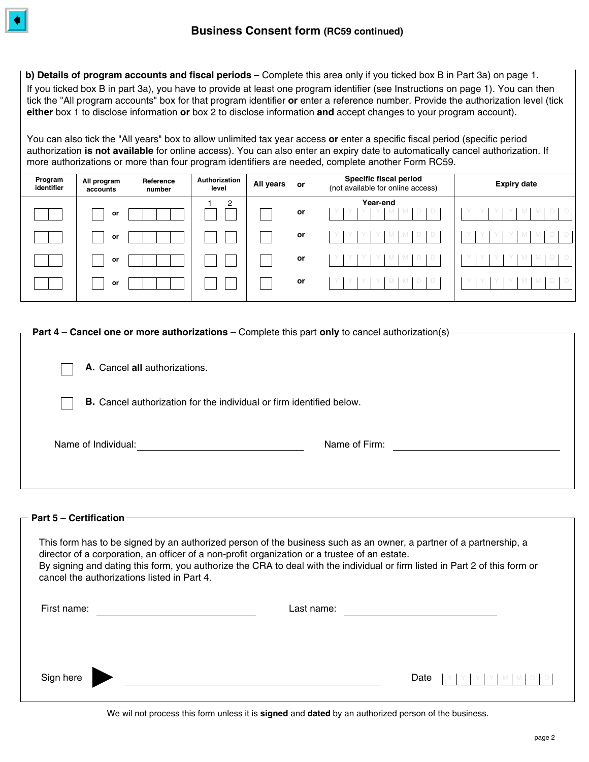# Business Consent form (RC59 continued)

**b) Details of program accounts and fiscal periods** – Complete this area only if you ticked box B in Part 3a) on page 1.

If you ticked box B in part 3a), you have to provide at least one program identifier (see Instructions on page 1). You can then tick the "All program accounts" box for that program identifier **or** enter a reference number. Provide the authorization level (tick **either** box 1 to disclose information **or** box 2 to disclose information **and** accept changes to your program account).

You can also tick the "All years" box to allow unlimited tax year access **or** enter a specific fiscal period (specific period authorization **is not available** for online access). You can also enter an expiry date to automatically cancel authorization. If more authorizations or more than four program identifiers are needed, complete another Form RC59.

| Program identifier | All program accounts | | Reference number | Authorization level | | All years | | Specific fiscal period (not available for online access) | Expiry date |
|---|---|---|---|---|---|---|---|---|---|
| | | | | 1 | 2 | | | Year-end | |
| | | or | | | | | or | YYYYMMDD | YYYYMMDD |
| | | or | | | | | or | YYYYMMDD | YYYYMMDD |
| | | or | | | | | or | YYYYMMDD | YYYYMMDD |
| | | or | | | | | or | YYYYMMDD | YYYYMMDD |

## Part 4 – Cancel one or more authorizations – Complete this part **only** to cancel authorization(s)

☐ **A.** Cancel **all** authorizations.

☐ **B.** Cancel authorization for the individual or firm identified below.

Name of Individual: ______________________ Name of Firm: ______________________

## Part 5 – Certification

This form has to be signed by an authorized person of the business such as an owner, a partner of a partnership, a director of a corporation, an officer of a non-profit organization or a trustee of an estate.
By signing and dating this form, you authorize the CRA to deal with the individual or firm listed in Part 2 of this form or cancel the authorizations listed in Part 4.

First name: ______________________ Last name: ______________________

Sign here ▶ ______________________ Date YYYYMMDD

We wil not process this form unless it is **signed** and **dated** by an authorized person of the business.